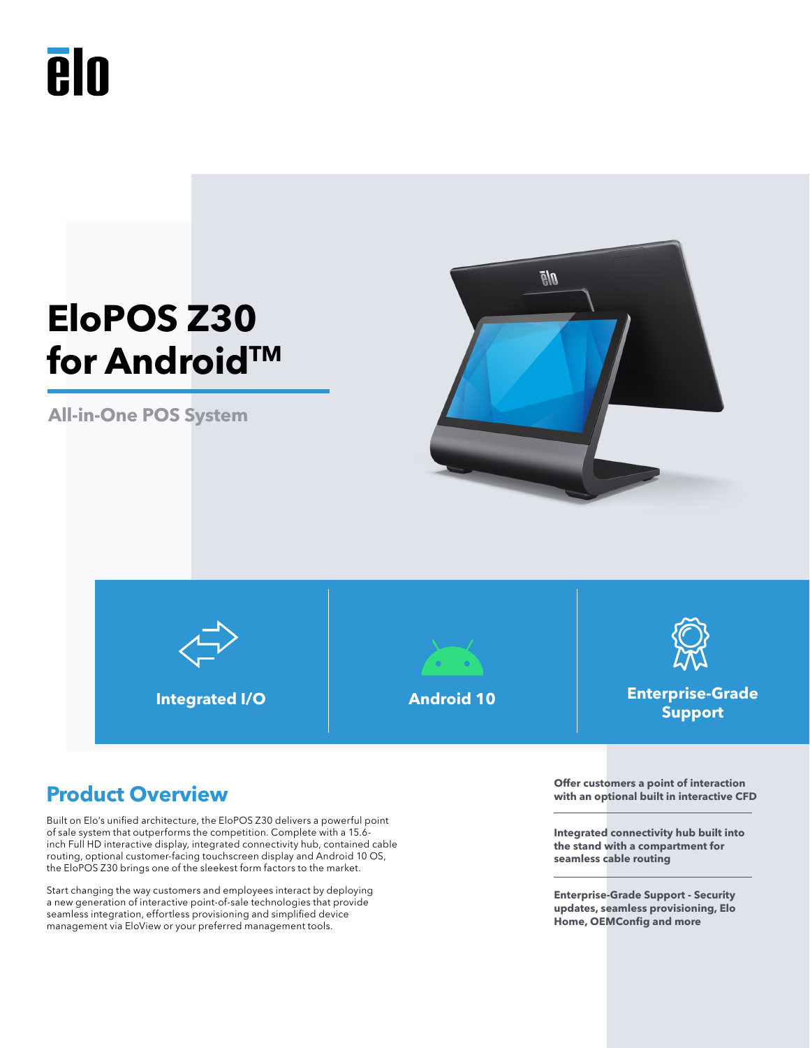# EloPOS Z30 for Android™

## All-in-One POS System

**Integrated I/O**

**Android 10**

**Enterprise-Grade Support**

## Product Overview

Built on Elo's unified architecture, the EloPOS Z30 delivers a powerful point of sale system that outperforms the competition. Complete with a 15.6-inch Full HD interactive display, integrated connectivity hub, contained cable routing, optional customer-facing touchscreen display and Android 10 OS, the EloPOS Z30 brings one of the sleekest form factors to the market.

Start changing the way customers and employees interact by deploying a new generation of interactive point-of-sale technologies that provide seamless integration, effortless provisioning and simplified device management via EloView or your preferred management tools.

**Offer customers a point of interaction with an optional built in interactive CFD**

**Integrated connectivity hub built into the stand with a compartment for seamless cable routing**

**Enterprise-Grade Support - Security updates, seamless provisioning, Elo Home, OEMConfig and more**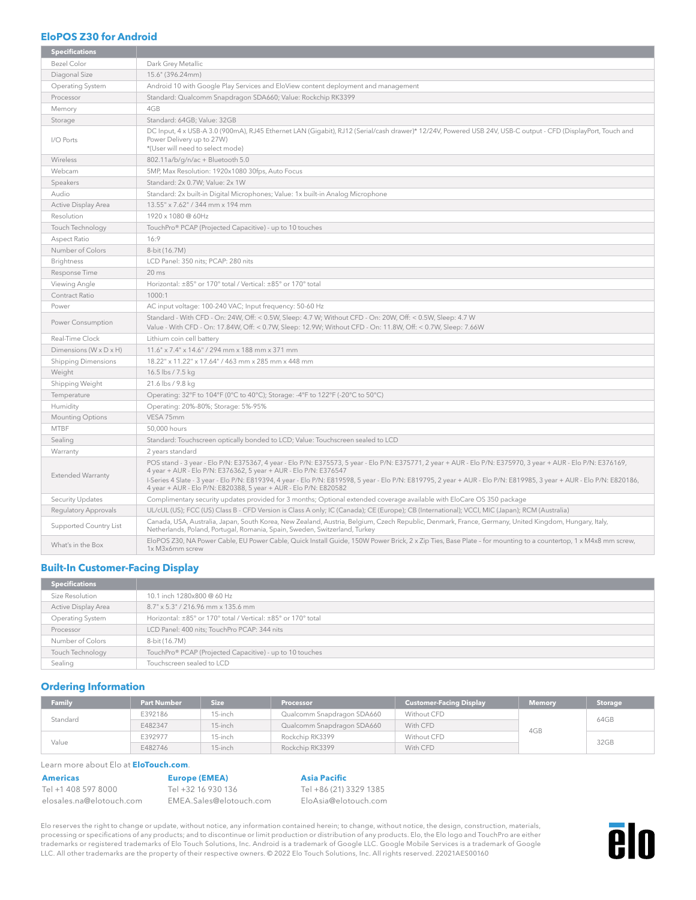## EloPOS Z30 for Android

| Specifications | |
|---|---|
| Bezel Color | Dark Grey Metallic |
| Diagonal Size | 15.6" (396.24mm) |
| Operating System | Android 10 with Google Play Services and EloView content deployment and management |
| Processor | Standard: Qualcomm Snapdragon SDA660; Value: Rockchip RK3399 |
| Memory | 4GB |
| Storage | Standard: 64GB; Value: 32GB |
| I/O Ports | DC Input, 4 x USB-A 3.0 (900mA), RJ45 Ethernet LAN (Gigabit), RJ12 (Serial/cash drawer)* 12/24V, Powered USB 24V, USB-C output - CFD (DisplayPort, Touch and Power Delivery up to 27W)<br>*(User will need to select mode) |
| Wireless | 802.11a/b/g/n/ac + Bluetooth 5.0 |
| Webcam | 5MP, Max Resolution: 1920x1080 30fps, Auto Focus |
| Speakers | Standard: 2x 0.7W; Value: 2x 1W |
| Audio | Standard: 2x built-in Digital Microphones; Value: 1x built-in Analog Microphone |
| Active Display Area | 13.55" x 7.62" / 344 mm x 194 mm |
| Resolution | 1920 x 1080 @ 60Hz |
| Touch Technology | TouchPro® PCAP (Projected Capacitive) - up to 10 touches |
| Aspect Ratio | 16:9 |
| Number of Colors | 8-bit (16.7M) |
| Brightness | LCD Panel: 350 nits; PCAP: 280 nits |
| Response Time | 20 ms |
| Viewing Angle | Horizontal: ±85° or 170° total / Vertical: ±85° or 170° total |
| Contract Ratio | 1000:1 |
| Power | AC input voltage: 100-240 VAC; Input frequency: 50-60 Hz |
| Power Consumption | Standard - With CFD - On: 24W, Off: < 0.5W, Sleep: 4.7 W; Without CFD - On: 20W, Off: < 0.5W, Sleep: 4.7 W<br>Value - With CFD - On: 17.84W, Off: < 0.7W, Sleep: 12.9W; Without CFD - On: 11.8W, Off: < 0.7W, Sleep: 7.66W |
| Real-Time Clock | Lithium coin cell battery |
| Dimensions (W x D x H) | 11.6" x 7.4" x 14.6" / 294 mm x 188 mm x 371 mm |
| Shipping Dimensions | 18.22" x 11.22" x 17.64" / 463 mm x 285 mm x 448 mm |
| Weight | 16.5 lbs / 7.5 kg |
| Shipping Weight | 21.6 lbs / 9.8 kg |
| Temperature | Operating: 32°F to 104°F (0°C to 40°C); Storage: -4°F to 122°F (-20°C to 50°C) |
| Humidity | Operating: 20%-80%; Storage: 5%-95% |
| Mounting Options | VESA 75mm |
| MTBF | 50,000 hours |
| Sealing | Standard: Touchscreen optically bonded to LCD; Value: Touchscreen sealed to LCD |
| Warranty | 2 years standard |
| Extended Warranty | POS stand - 3 year - Elo P/N: E375367, 4 year - Elo P/N: E375573, 5 year - Elo P/N: E375771, 2 year + AUR - Elo P/N: E375970, 3 year + AUR - Elo P/N: E376169, 4 year + AUR - Elo P/N: E376362, 5 year + AUR - Elo P/N: E376547<br>I-Series 4 Slate - 3 year - Elo P/N: E819394, 4 year - Elo P/N: E819598, 5 year - Elo P/N: E819795, 2 year + AUR - Elo P/N: E819985, 3 year + AUR - Elo P/N: E820186, 4 year + AUR - Elo P/N: E820388, 5 year + AUR - Elo P/N: E820582 |
| Security Updates | Complimentary security updates provided for 3 months; Optional extended coverage available with EloCare OS 350 package |
| Regulatory Approvals | UL/cUL (US); FCC (US) Class B - CFD Version is Class A only; IC (Canada); CE (Europe); CB (International); VCCI, MIC (Japan); RCM (Australia) |
| Supported Country List | Canada, USA, Australia, Japan, South Korea, New Zealand, Austria, Belgium, Czech Republic, Denmark, France, Germany, United Kingdom, Hungary, Italy, Netherlands, Poland, Portugal, Romania, Spain, Sweden, Switzerland, Turkey |
| What's in the Box | EloPOS Z30, NA Power Cable, EU Power Cable, Quick Install Guide, 150W Power Brick, 2 x Zip Ties, Base Plate – for mounting to a countertop, 1 x M4x8 mm screw, 1x M3x6mm screw |

## Built-In Customer-Facing Display

| Specifications | |
|---|---|
| Size Resolution | 10.1 inch 1280x800 @ 60 Hz |
| Active Display Area | 8.7" x 5.3" / 216.96 mm x 135.6 mm |
| Operating System | Horizontal: ±85° or 170° total / Vertical: ±85° or 170° total |
| Processor | LCD Panel: 400 nits; TouchPro PCAP: 344 nits |
| Number of Colors | 8-bit (16.7M) |
| Touch Technology | TouchPro® PCAP (Projected Capacitive) - up to 10 touches |
| Sealing | Touchscreen sealed to LCD |

## Ordering Information

| Family | Part Number | Size | Processor | Customer-Facing Display | Memory | Storage |
|---|---|---|---|---|---|---|
| Standard | E392186 | 15-inch | Qualcomm Snapdragon SDA660 | Without CFD | 4GB | 64GB |
| | E482347 | 15-inch | Qualcomm Snapdragon SDA660 | With CFD | | |
| Value | E392977 | 15-inch | Rockchip RK3399 | Without CFD | | 32GB |
| | E482746 | 15-inch | Rockchip RK3399 | With CFD | | |

Learn more about Elo at **EloTouch.com**.

**Americas**
Tel +1 408 597 8000
elosales.na@elotouch.com

**Europe (EMEA)**
Tel +32 16 930 136
EMEA.Sales@elotouch.com

**Asia Pacific**
Tel +86 (21) 3329 1385
EloAsia@elotouch.com

Elo reserves the right to change or update, without notice, any information contained herein; to change, without notice, the design, construction, materials, processing or specifications of any products; and to discontinue or limit production or distribution of any products. Elo, the Elo logo and TouchPro are either trademarks or registered trademarks of Elo Touch Solutions, Inc. Android is a trademark of Google LLC. Google Mobile Services is a trademark of Google LLC. All other trademarks are the property of their respective owners. © 2022 Elo Touch Solutions, Inc. All rights reserved. 22021AES00160

elo